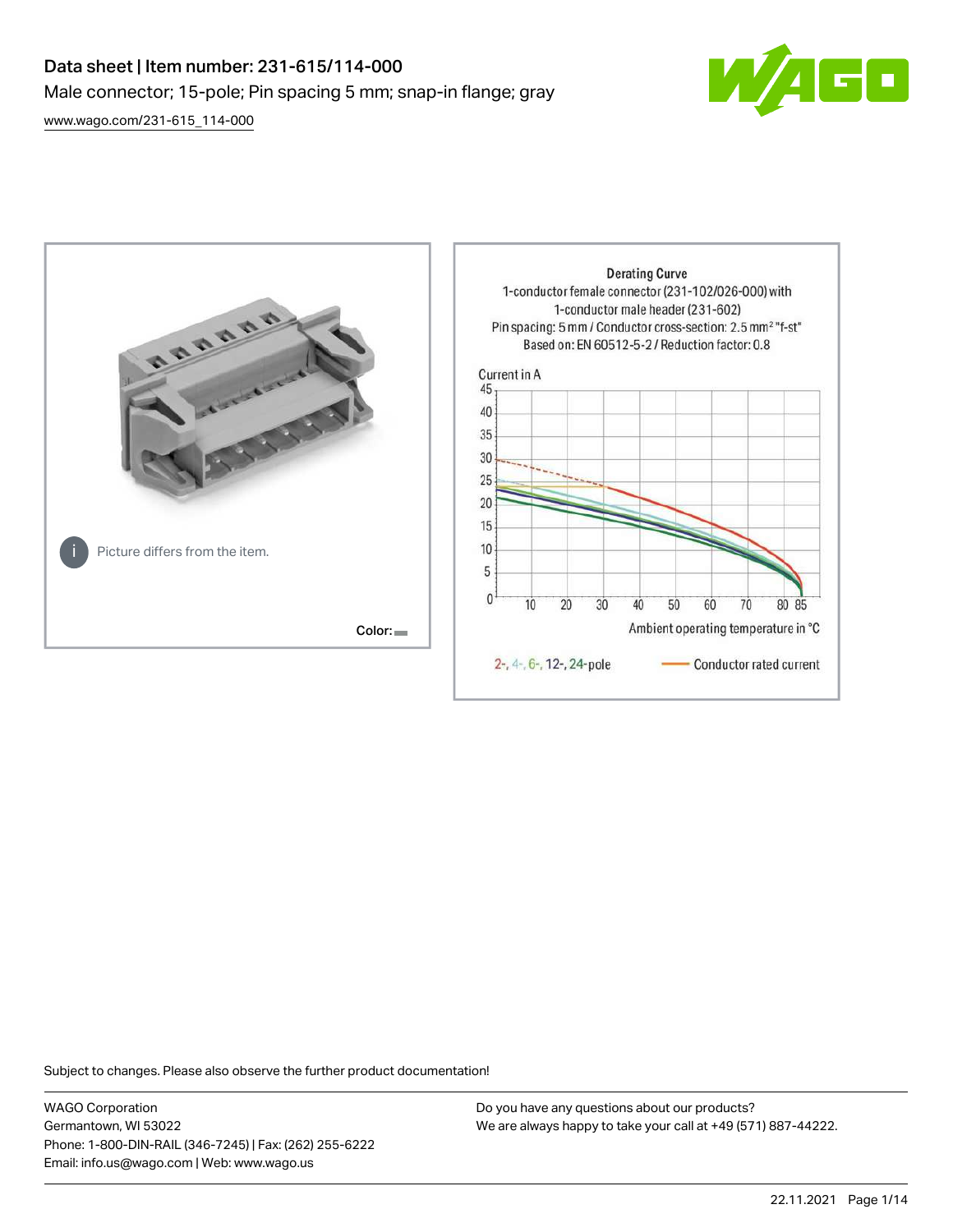# Data sheet | Item number: 231-615/114-000

Male connector; 15-pole; Pin spacing 5 mm; snap-in flange; gray

www.wago.com/231-615_114-000

Picture differs from the item.

Color:

Derating Curve
1-conductor female connector (231-102/026-000) with
1-conductor male header (231-602)
Pin spacing: 5 mm / Conductor cross-section: 2.5 mm² "f-st"
Based on: EN 60512-5-2 / Reduction factor: 0.8

Current in A

Ambient operating temperature in °C

2-, 4-, 6-, 12-, 24-pole — Conductor rated current

Subject to changes. Please also observe the further product documentation!

WAGO Corporation
Germantown, WI 53022
Phone: 1-800-DIN-RAIL (346-7245) | Fax: (262) 255-6222
Email: info.us@wago.com | Web: www.wago.us

Do you have any questions about our products?
We are always happy to take your call at +49 (571) 887-44222.

22.11.2021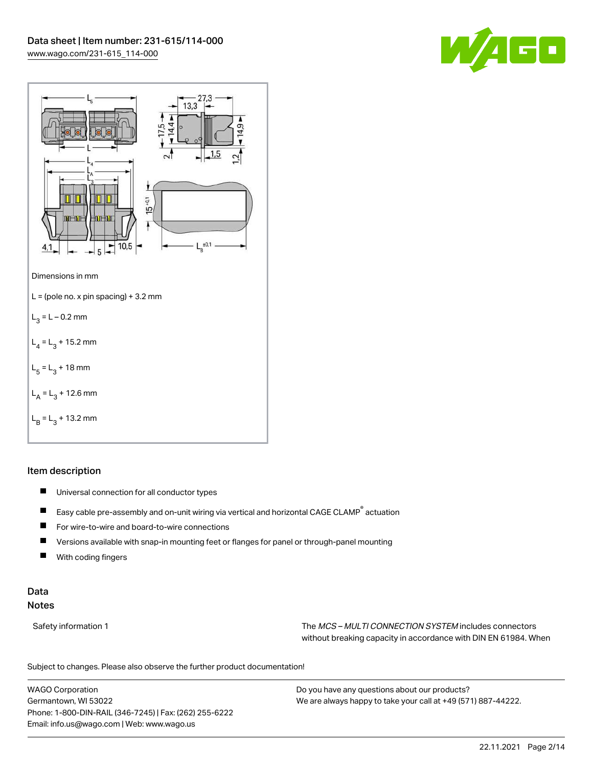Dimensions in mm

L = (pole no. x pin spacing) + 3.2 mm

$L_3$ = L – 0.2 mm

$L_4$ = $L_3$ + 15.2 mm

$L_5$ = $L_3$ + 18 mm

$L_A$ = $L_3$ + 12.6 mm

$L_B$ = $L_3$ + 13.2 mm

## Item description

- Universal connection for all conductor types
- Easy cable pre-assembly and on-unit wiring via vertical and horizontal CAGE CLAMP® actuation
- For wire-to-wire and board-to-wire connections
- Versions available with snap-in mounting feet or flanges for panel or through-panel mounting
- With coding fingers

## Data

### Notes

| | |
|---|---|
| Safety information 1 | The *MCS – MULTI CONNECTION SYSTEM* includes connectors without breaking capacity in accordance with DIN EN 61984. When |

Subject to changes. Please also observe the further product documentation!

WAGO Corporation
Germantown, WI 53022
Phone: 1-800-DIN-RAIL (346-7245) | Fax: (262) 255-6222
Email: info.us@wago.com | Web: www.wago.us

Do you have any questions about our products?
We are always happy to take your call at +49 (571) 887-44222.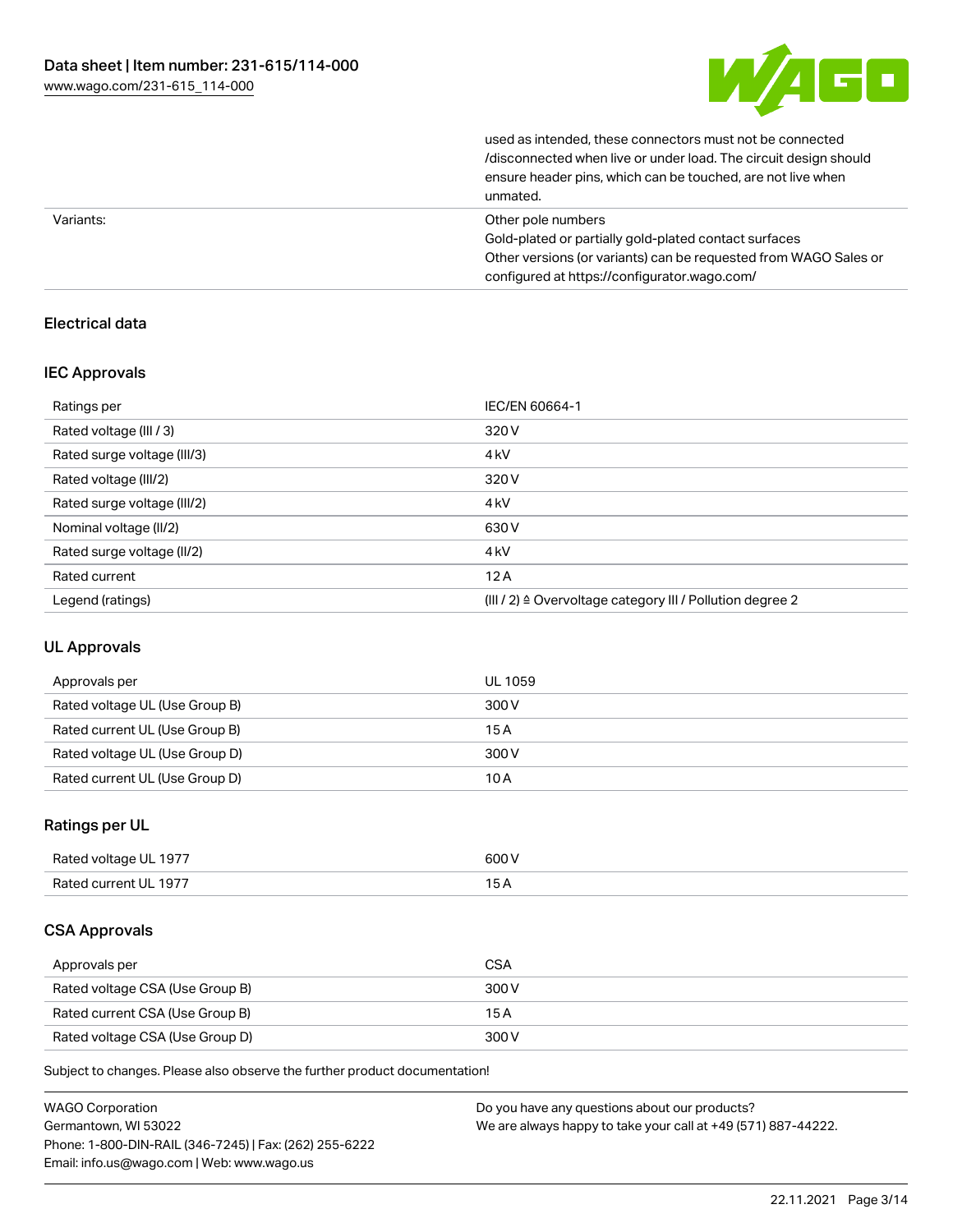| | used as intended, these connectors must not be connected /disconnected when live or under load. The circuit design should ensure header pins, which can be touched, are not live when unmated. |
|---|---|
| Variants: | Other pole numbers<br>Gold-plated or partially gold-plated contact surfaces<br>Other versions (or variants) can be requested from WAGO Sales or configured at https://configurator.wago.com/ |

## Electrical data

### IEC Approvals

| Ratings per | IEC/EN 60664-1 |
|---|---|
| Rated voltage (III / 3) | 320 V |
| Rated surge voltage (III/3) | 4 kV |
| Rated voltage (III/2) | 320 V |
| Rated surge voltage (III/2) | 4 kV |
| Nominal voltage (II/2) | 630 V |
| Rated surge voltage (II/2) | 4 kV |
| Rated current | 12 A |
| Legend (ratings) | (III / 2) ≙ Overvoltage category III / Pollution degree 2 |

### UL Approvals

| Approvals per | UL 1059 |
|---|---|
| Rated voltage UL (Use Group B) | 300 V |
| Rated current UL (Use Group B) | 15 A |
| Rated voltage UL (Use Group D) | 300 V |
| Rated current UL (Use Group D) | 10 A |

### Ratings per UL

| Rated voltage UL 1977 | 600 V |
|---|---|
| Rated current UL 1977 | 15 A |

### CSA Approvals

| Approvals per | CSA |
|---|---|
| Rated voltage CSA (Use Group B) | 300 V |
| Rated current CSA (Use Group B) | 15 A |
| Rated voltage CSA (Use Group D) | 300 V |

Subject to changes. Please also observe the further product documentation!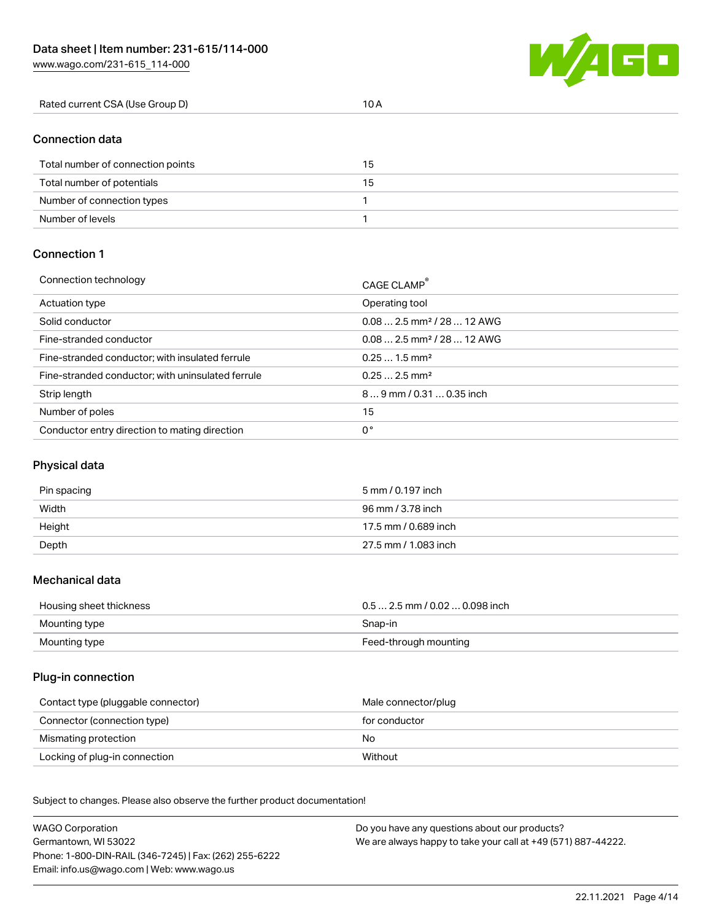| Rated current CSA (Use Group D) | 10 A |
| --- | --- |

## Connection data

| Total number of connection points | 15 |
| --- | --- |
| Total number of potentials | 15 |
| Number of connection types | 1 |
| Number of levels | 1 |

## Connection 1

| Connection technology | CAGE CLAMP® |
| --- | --- |
| Actuation type | Operating tool |
| Solid conductor | 0.08 … 2.5 mm² / 28 … 12 AWG |
| Fine-stranded conductor | 0.08 … 2.5 mm² / 28 … 12 AWG |
| Fine-stranded conductor; with insulated ferrule | 0.25 … 1.5 mm² |
| Fine-stranded conductor; with uninsulated ferrule | 0.25 … 2.5 mm² |
| Strip length | 8 … 9 mm / 0.31 … 0.35 inch |
| Number of poles | 15 |
| Conductor entry direction to mating direction | 0 ° |

## Physical data

| Pin spacing | 5 mm / 0.197 inch |
| --- | --- |
| Width | 96 mm / 3.78 inch |
| Height | 17.5 mm / 0.689 inch |
| Depth | 27.5 mm / 1.083 inch |

## Mechanical data

| Housing sheet thickness | 0.5 … 2.5 mm / 0.02 … 0.098 inch |
| --- | --- |
| Mounting type | Snap-in |
| Mounting type | Feed-through mounting |

## Plug-in connection

| Contact type (pluggable connector) | Male connector/plug |
| --- | --- |
| Connector (connection type) | for conductor |
| Mismating protection | No |
| Locking of plug-in connection | Without |

Subject to changes. Please also observe the further product documentation!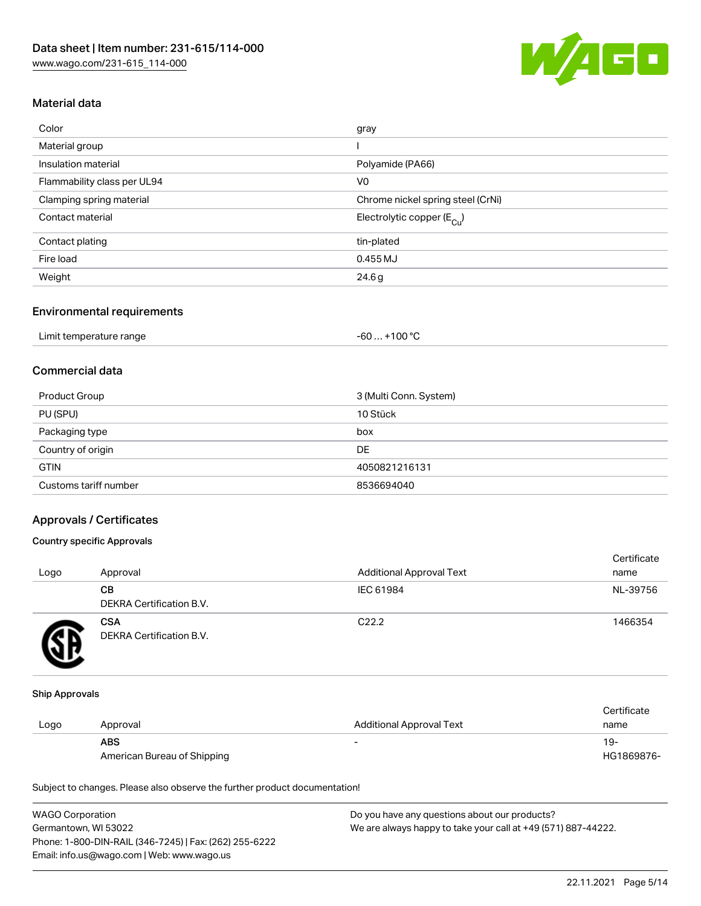## Material data

| | |
|---|---|
| Color | gray |
| Material group | I |
| Insulation material | Polyamide (PA66) |
| Flammability class per UL94 | V0 |
| Clamping spring material | Chrome nickel spring steel (CrNi) |
| Contact material | Electrolytic copper ($E_{Cu}$) |
| Contact plating | tin-plated |
| Fire load | 0.455 MJ |
| Weight | 24.6 g |

## Environmental requirements

| | |
|---|---|
| Limit temperature range | -60 … +100 °C |

## Commercial data

| | |
|---|---|
| Product Group | 3 (Multi Conn. System) |
| PU (SPU) | 10 Stück |
| Packaging type | box |
| Country of origin | DE |
| GTIN | 4050821216131 |
| Customs tariff number | 8536694040 |

## Approvals / Certificates

### Country specific Approvals

| Logo | Approval | Additional Approval Text | Certificate name |
|---|---|---|---|
| | **CB** DEKRA Certification B.V. | IEC 61984 | NL-39756 |
| | **CSA** DEKRA Certification B.V. | C22.2 | 1466354 |

### Ship Approvals

| Logo | Approval | Additional Approval Text | Certificate name |
|---|---|---|---|
| | **ABS** American Bureau of Shipping | - | 19-HG1869876- |

Subject to changes. Please also observe the further product documentation!

WAGO Corporation
Germantown, WI 53022
Phone: 1-800-DIN-RAIL (346-7245) | Fax: (262) 255-6222
Email: info.us@wago.com | Web: www.wago.us

Do you have any questions about our products?
We are always happy to take your call at +49 (571) 887-44222.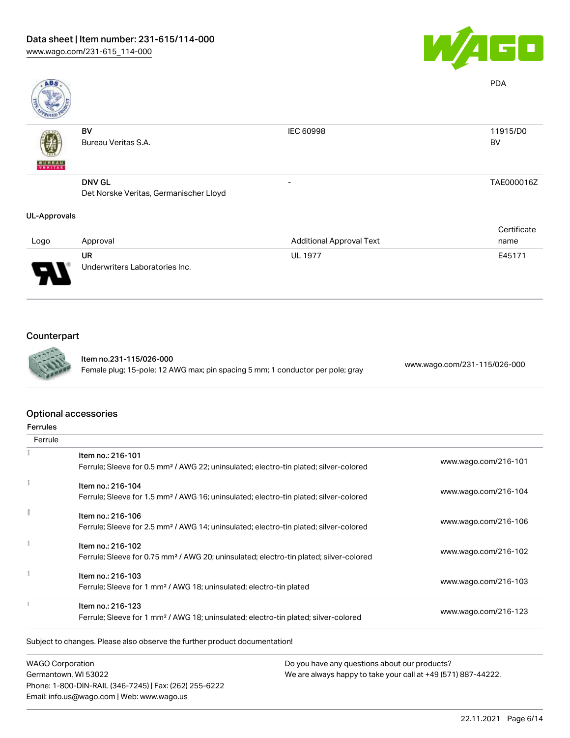| | | | PDA |
|---|---|---|---|
| | BV<br>Bureau Veritas S.A. | IEC 60998 | 11915/D0<br>BV |
| | DNV GL<br>Det Norske Veritas, Germanischer Lloyd | - | TAE000016Z |

UL-Approvals

| Logo | Approval | Additional Approval Text | Certificate name |
|---|---|---|---|
| | UR<br>Underwriters Laboratories Inc. | UL 1977 | E45171 |

## Counterpart

| | | |
|---|---|---|
| | Item no.231-115/026-000<br>Female plug; 15-pole; 12 AWG max; pin spacing 5 mm; 1 conductor per pole; gray | www.wago.com/231-115/026-000 |

## Optional accessories

Ferrules

| Ferrule | | |
|---|---|---|
| | Item no.: 216-101<br>Ferrule; Sleeve for 0.5 mm² / AWG 22; uninsulated; electro-tin plated; silver-colored | www.wago.com/216-101 |
| | Item no.: 216-104<br>Ferrule; Sleeve for 1.5 mm² / AWG 16; uninsulated; electro-tin plated; silver-colored | www.wago.com/216-104 |
| | Item no.: 216-106<br>Ferrule; Sleeve for 2.5 mm² / AWG 14; uninsulated; electro-tin plated; silver-colored | www.wago.com/216-106 |
| | Item no.: 216-102<br>Ferrule; Sleeve for 0.75 mm² / AWG 20; uninsulated; electro-tin plated; silver-colored | www.wago.com/216-102 |
| | Item no.: 216-103<br>Ferrule; Sleeve for 1 mm² / AWG 18; uninsulated; electro-tin plated | www.wago.com/216-103 |
| | Item no.: 216-123<br>Ferrule; Sleeve for 1 mm² / AWG 18; uninsulated; electro-tin plated; silver-colored | www.wago.com/216-123 |

Subject to changes. Please also observe the further product documentation!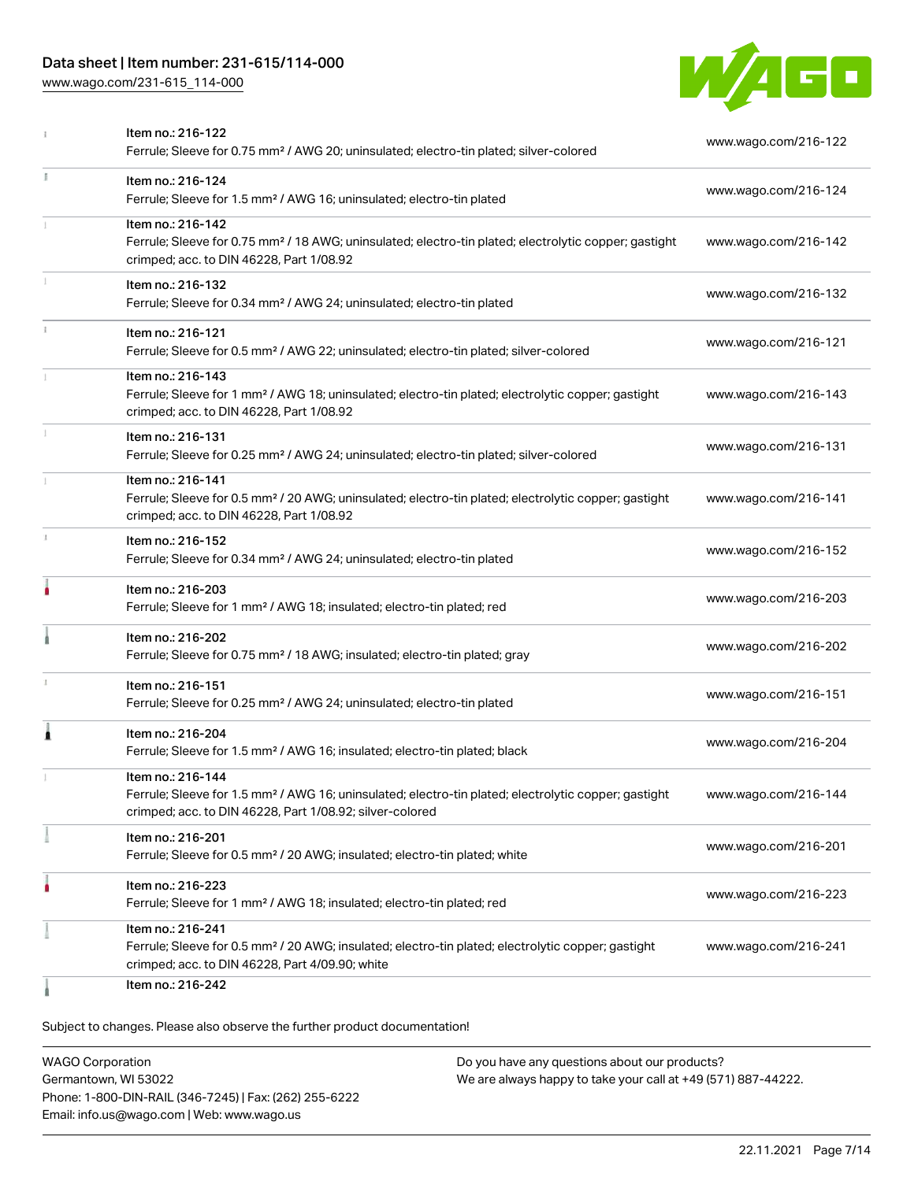| | | |
|---|---|---|
| | Item no.: 216-122<br>Ferrule; Sleeve for 0.75 mm² / AWG 20; uninsulated; electro-tin plated; silver-colored | www.wago.com/216-122 |
| | Item no.: 216-124<br>Ferrule; Sleeve for 1.5 mm² / AWG 16; uninsulated; electro-tin plated | www.wago.com/216-124 |
| | Item no.: 216-142<br>Ferrule; Sleeve for 0.75 mm² / 18 AWG; uninsulated; electro-tin plated; electrolytic copper; gastight crimped; acc. to DIN 46228, Part 1/08.92 | www.wago.com/216-142 |
| | Item no.: 216-132<br>Ferrule; Sleeve for 0.34 mm² / AWG 24; uninsulated; electro-tin plated | www.wago.com/216-132 |
| | Item no.: 216-121<br>Ferrule; Sleeve for 0.5 mm² / AWG 22; uninsulated; electro-tin plated; silver-colored | www.wago.com/216-121 |
| | Item no.: 216-143<br>Ferrule; Sleeve for 1 mm² / AWG 18; uninsulated; electro-tin plated; electrolytic copper; gastight crimped; acc. to DIN 46228, Part 1/08.92 | www.wago.com/216-143 |
| | Item no.: 216-131<br>Ferrule; Sleeve for 0.25 mm² / AWG 24; uninsulated; electro-tin plated; silver-colored | www.wago.com/216-131 |
| | Item no.: 216-141<br>Ferrule; Sleeve for 0.5 mm² / 20 AWG; uninsulated; electro-tin plated; electrolytic copper; gastight crimped; acc. to DIN 46228, Part 1/08.92 | www.wago.com/216-141 |
| | Item no.: 216-152<br>Ferrule; Sleeve for 0.34 mm² / AWG 24; uninsulated; electro-tin plated | www.wago.com/216-152 |
| | Item no.: 216-203<br>Ferrule; Sleeve for 1 mm² / AWG 18; insulated; electro-tin plated; red | www.wago.com/216-203 |
| | Item no.: 216-202<br>Ferrule; Sleeve for 0.75 mm² / 18 AWG; insulated; electro-tin plated; gray | www.wago.com/216-202 |
| | Item no.: 216-151<br>Ferrule; Sleeve for 0.25 mm² / AWG 24; uninsulated; electro-tin plated | www.wago.com/216-151 |
| | Item no.: 216-204<br>Ferrule; Sleeve for 1.5 mm² / AWG 16; insulated; electro-tin plated; black | www.wago.com/216-204 |
| | Item no.: 216-144<br>Ferrule; Sleeve for 1.5 mm² / AWG 16; uninsulated; electro-tin plated; electrolytic copper; gastight crimped; acc. to DIN 46228, Part 1/08.92; silver-colored | www.wago.com/216-144 |
| | Item no.: 216-201<br>Ferrule; Sleeve for 0.5 mm² / 20 AWG; insulated; electro-tin plated; white | www.wago.com/216-201 |
| | Item no.: 216-223<br>Ferrule; Sleeve for 1 mm² / AWG 18; insulated; electro-tin plated; red | www.wago.com/216-223 |
| | Item no.: 216-241<br>Ferrule; Sleeve for 0.5 mm² / 20 AWG; insulated; electro-tin plated; electrolytic copper; gastight crimped; acc. to DIN 46228, Part 4/09.90; white | www.wago.com/216-241 |
| | Item no.: 216-242 | |

Subject to changes. Please also observe the further product documentation!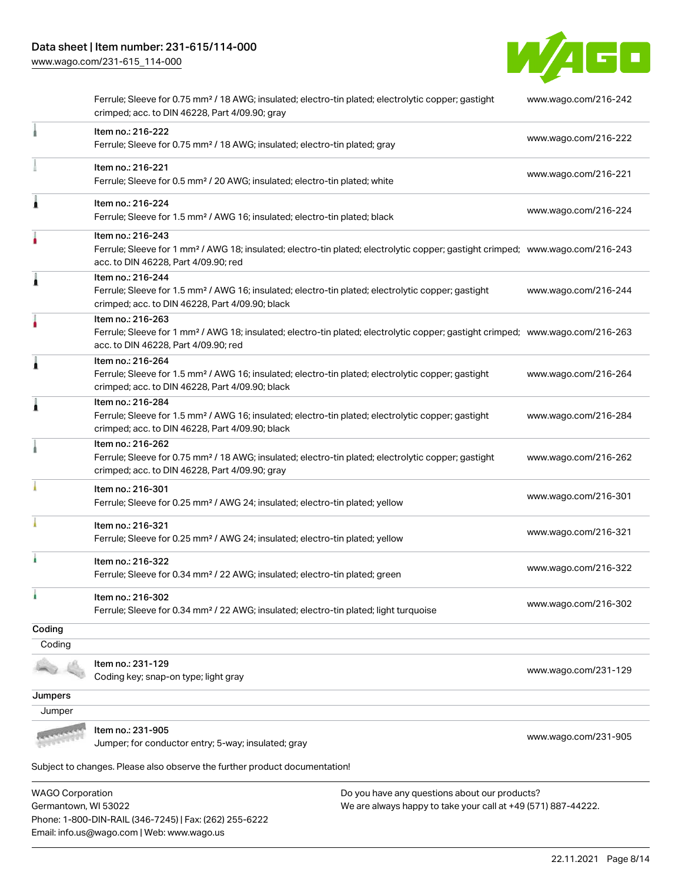| | | |
|---|---|---|
| | Ferrule; Sleeve for 0.75 mm² / 18 AWG; insulated; electro-tin plated; electrolytic copper; gastight crimped; acc. to DIN 46228, Part 4/09.90; gray | www.wago.com/216-242 |
| | Item no.: 216-222<br>Ferrule; Sleeve for 0.75 mm² / 18 AWG; insulated; electro-tin plated; gray | www.wago.com/216-222 |
| | Item no.: 216-221<br>Ferrule; Sleeve for 0.5 mm² / 20 AWG; insulated; electro-tin plated; white | www.wago.com/216-221 |
| | Item no.: 216-224<br>Ferrule; Sleeve for 1.5 mm² / AWG 16; insulated; electro-tin plated; black | www.wago.com/216-224 |
| | Item no.: 216-243<br>Ferrule; Sleeve for 1 mm² / AWG 18; insulated; electro-tin plated; electrolytic copper; gastight crimped; acc. to DIN 46228, Part 4/09.90; red | www.wago.com/216-243 |
| | Item no.: 216-244<br>Ferrule; Sleeve for 1.5 mm² / AWG 16; insulated; electro-tin plated; electrolytic copper; gastight crimped; acc. to DIN 46228, Part 4/09.90; black | www.wago.com/216-244 |
| | Item no.: 216-263<br>Ferrule; Sleeve for 1 mm² / AWG 18; insulated; electro-tin plated; electrolytic copper; gastight crimped; acc. to DIN 46228, Part 4/09.90; red | www.wago.com/216-263 |
| | Item no.: 216-264<br>Ferrule; Sleeve for 1.5 mm² / AWG 16; insulated; electro-tin plated; electrolytic copper; gastight crimped; acc. to DIN 46228, Part 4/09.90; black | www.wago.com/216-264 |
| | Item no.: 216-284<br>Ferrule; Sleeve for 1.5 mm² / AWG 16; insulated; electro-tin plated; electrolytic copper; gastight crimped; acc. to DIN 46228, Part 4/09.90; black | www.wago.com/216-284 |
| | Item no.: 216-262<br>Ferrule; Sleeve for 0.75 mm² / 18 AWG; insulated; electro-tin plated; electrolytic copper; gastight crimped; acc. to DIN 46228, Part 4/09.90; gray | www.wago.com/216-262 |
| | Item no.: 216-301<br>Ferrule; Sleeve for 0.25 mm² / AWG 24; insulated; electro-tin plated; yellow | www.wago.com/216-301 |
| | Item no.: 216-321<br>Ferrule; Sleeve for 0.25 mm² / AWG 24; insulated; electro-tin plated; yellow | www.wago.com/216-321 |
| | Item no.: 216-322<br>Ferrule; Sleeve for 0.34 mm² / 22 AWG; insulated; electro-tin plated; green | www.wago.com/216-322 |
| | Item no.: 216-302<br>Ferrule; Sleeve for 0.34 mm² / 22 AWG; insulated; electro-tin plated; light turquoise | www.wago.com/216-302 |

**Coding**

Coding

| | | |
|---|---|---|
| | Item no.: 231-129<br>Coding key; snap-on type; light gray | www.wago.com/231-129 |

**Jumpers**

Jumper

| | | |
|---|---|---|
| | Item no.: 231-905<br>Jumper; for conductor entry; 5-way; insulated; gray | www.wago.com/231-905 |

Subject to changes. Please also observe the further product documentation!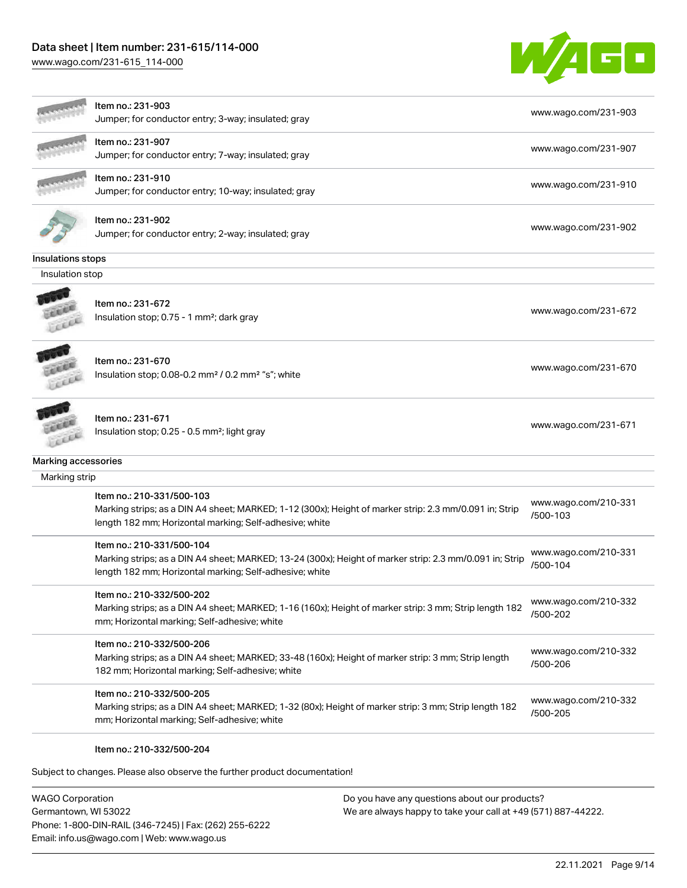| | | |
|---|---|---|
| | Item no.: 231-903<br>Jumper; for conductor entry; 3-way; insulated; gray | www.wago.com/231-903 |
| | Item no.: 231-907<br>Jumper; for conductor entry; 7-way; insulated; gray | www.wago.com/231-907 |
| | Item no.: 231-910<br>Jumper; for conductor entry; 10-way; insulated; gray | www.wago.com/231-910 |
| | Item no.: 231-902<br>Jumper; for conductor entry; 2-way; insulated; gray | www.wago.com/231-902 |

**Insulations stops**

Insulation stop

| | | |
|---|---|---|
| | Item no.: 231-672<br>Insulation stop; 0.75 - 1 mm²; dark gray | www.wago.com/231-672 |
| | Item no.: 231-670<br>Insulation stop; 0.08-0.2 mm² / 0.2 mm² "s"; white | www.wago.com/231-670 |
| | Item no.: 231-671<br>Insulation stop; 0.25 - 0.5 mm²; light gray | www.wago.com/231-671 |

**Marking accessories**

Marking strip

| | | |
|---|---|---|
| | Item no.: 210-331/500-103<br>Marking strips; as a DIN A4 sheet; MARKED; 1-12 (300x); Height of marker strip: 2.3 mm/0.091 in; Strip length 182 mm; Horizontal marking; Self-adhesive; white | www.wago.com/210-331/500-103 |
| | Item no.: 210-331/500-104<br>Marking strips; as a DIN A4 sheet; MARKED; 13-24 (300x); Height of marker strip: 2.3 mm/0.091 in; Strip length 182 mm; Horizontal marking; Self-adhesive; white | www.wago.com/210-331/500-104 |
| | Item no.: 210-332/500-202<br>Marking strips; as a DIN A4 sheet; MARKED; 1-16 (160x); Height of marker strip: 3 mm; Strip length 182 mm; Horizontal marking; Self-adhesive; white | www.wago.com/210-332/500-202 |
| | Item no.: 210-332/500-206<br>Marking strips; as a DIN A4 sheet; MARKED; 33-48 (160x); Height of marker strip: 3 mm; Strip length 182 mm; Horizontal marking; Self-adhesive; white | www.wago.com/210-332/500-206 |
| | Item no.: 210-332/500-205<br>Marking strips; as a DIN A4 sheet; MARKED; 1-32 (80x); Height of marker strip: 3 mm; Strip length 182 mm; Horizontal marking; Self-adhesive; white | www.wago.com/210-332/500-205 |
| | Item no.: 210-332/500-204 | |

Subject to changes. Please also observe the further product documentation!

WAGO Corporation
Germantown, WI 53022
Phone: 1-800-DIN-RAIL (346-7245) | Fax: (262) 255-6222
Email: info.us@wago.com | Web: www.wago.us

Do you have any questions about our products?
We are always happy to take your call at +49 (571) 887-44222.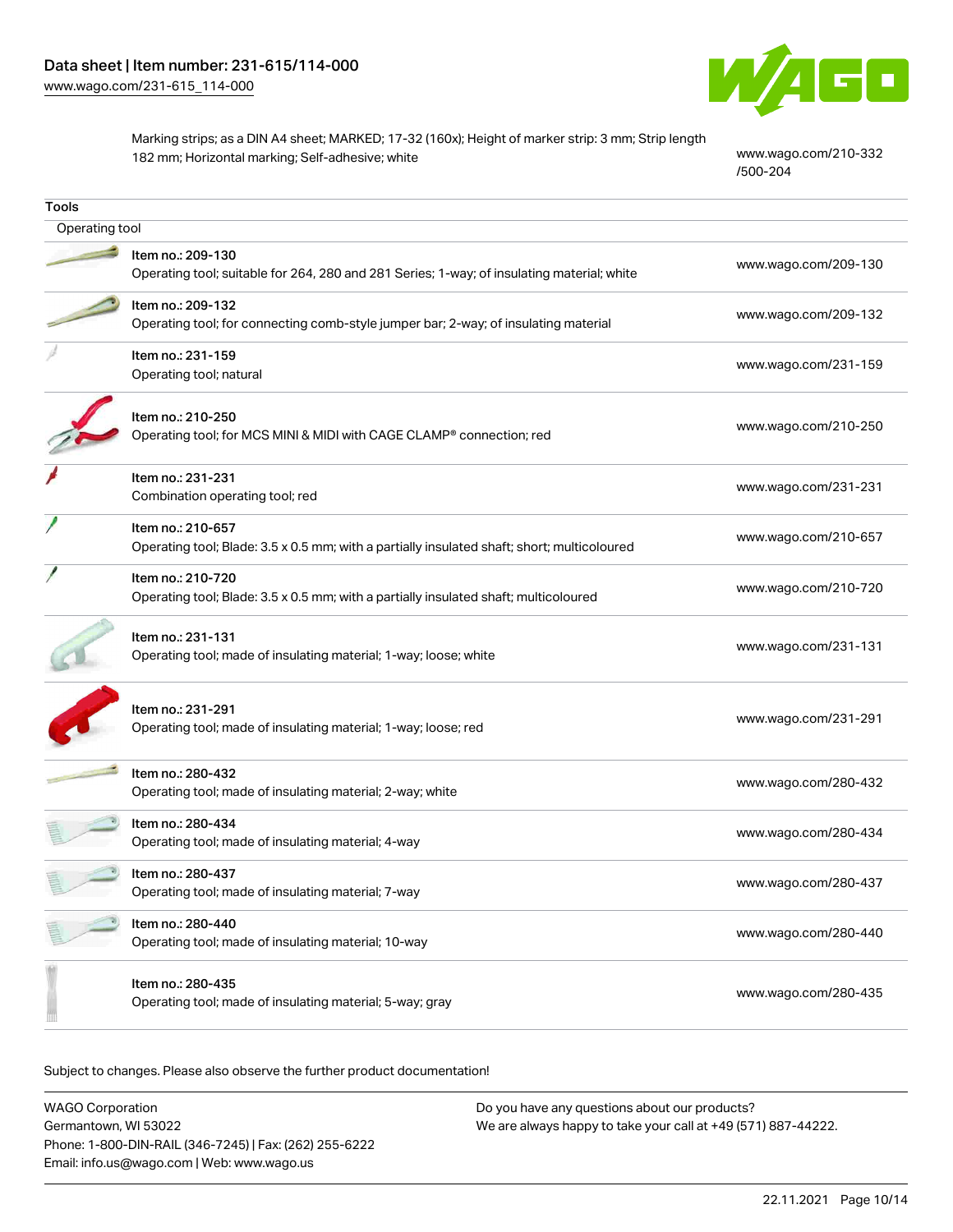| | |
|---|---|
| Marking strips; as a DIN A4 sheet; MARKED; 17-32 (160x); Height of marker strip: 3 mm; Strip length 182 mm; Horizontal marking; Self-adhesive; white | www.wago.com/210-332/500-204 |

## Tools

### Operating tool

| Item | Link |
|---|---|
| Item no.: 209-130<br>Operating tool; suitable for 264, 280 and 281 Series; 1-way; of insulating material; white | www.wago.com/209-130 |
| Item no.: 209-132<br>Operating tool; for connecting comb-style jumper bar; 2-way; of insulating material | www.wago.com/209-132 |
| Item no.: 231-159<br>Operating tool; natural | www.wago.com/231-159 |
| Item no.: 210-250<br>Operating tool; for MCS MINI & MIDI with CAGE CLAMP® connection; red | www.wago.com/210-250 |
| Item no.: 231-231<br>Combination operating tool; red | www.wago.com/231-231 |
| Item no.: 210-657<br>Operating tool; Blade: 3.5 x 0.5 mm; with a partially insulated shaft; short; multicoloured | www.wago.com/210-657 |
| Item no.: 210-720<br>Operating tool; Blade: 3.5 x 0.5 mm; with a partially insulated shaft; multicoloured | www.wago.com/210-720 |
| Item no.: 231-131<br>Operating tool; made of insulating material; 1-way; loose; white | www.wago.com/231-131 |
| Item no.: 231-291<br>Operating tool; made of insulating material; 1-way; loose; red | www.wago.com/231-291 |
| Item no.: 280-432<br>Operating tool; made of insulating material; 2-way; white | www.wago.com/280-432 |
| Item no.: 280-434<br>Operating tool; made of insulating material; 4-way | www.wago.com/280-434 |
| Item no.: 280-437<br>Operating tool; made of insulating material; 7-way | www.wago.com/280-437 |
| Item no.: 280-440<br>Operating tool; made of insulating material; 10-way | www.wago.com/280-440 |
| Item no.: 280-435<br>Operating tool; made of insulating material; 5-way; gray | www.wago.com/280-435 |

Subject to changes. Please also observe the further product documentation!

WAGO Corporation
Germantown, WI 53022
Phone: 1-800-DIN-RAIL (346-7245) | Fax: (262) 255-6222
Email: info.us@wago.com | Web: www.wago.us

Do you have any questions about our products?
We are always happy to take your call at +49 (571) 887-44222.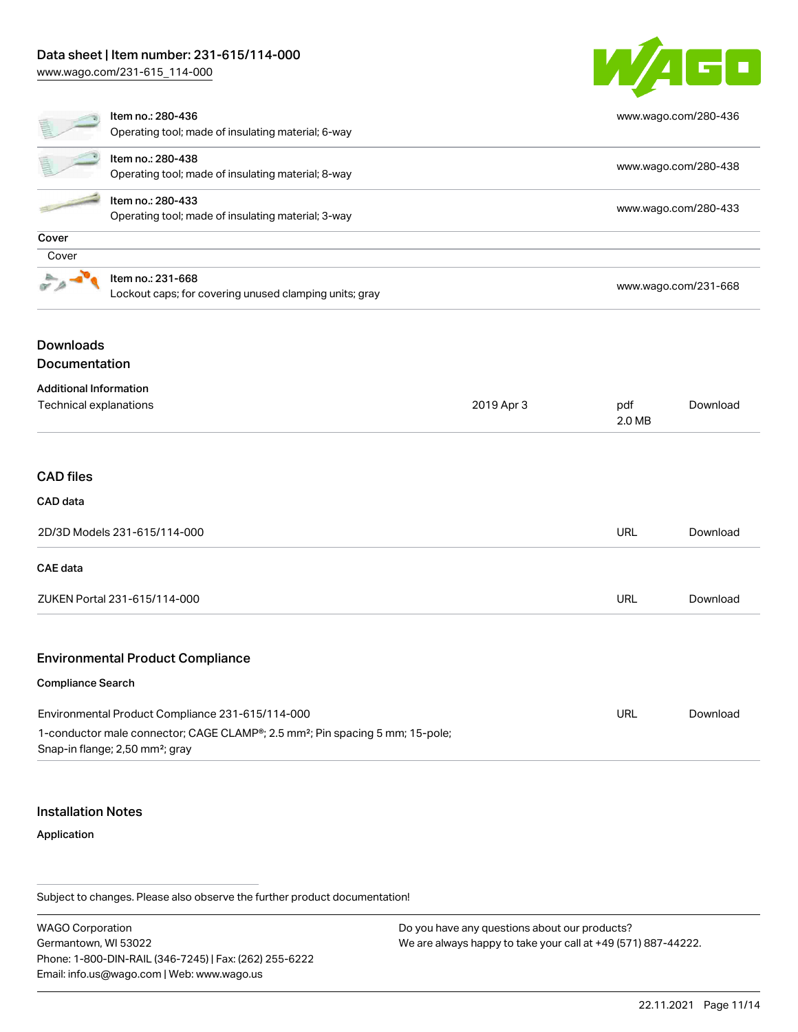| | | |
|---|---|---|
| | Item no.: 280-436<br>Operating tool; made of insulating material; 6-way | www.wago.com/280-436 |
| | Item no.: 280-438<br>Operating tool; made of insulating material; 8-way | www.wago.com/280-438 |
| | Item no.: 280-433<br>Operating tool; made of insulating material; 3-way | www.wago.com/280-433 |

**Cover**

Cover

| | | |
|---|---|---|
| | Item no.: 231-668<br>Lockout caps; for covering unused clamping units; gray | www.wago.com/231-668 |

## Downloads

## Documentation

**Additional Information**

| | | | |
|---|---|---|---|
| Technical explanations | 2019 Apr 3 | pdf<br>2.0 MB | Download |

## CAD files

**CAD data**

| | | |
|---|---|---|
| 2D/3D Models 231-615/114-000 | URL | Download |

**CAE data**

| | | |
|---|---|---|
| ZUKEN Portal 231-615/114-000 | URL | Download |

## Environmental Product Compliance

**Compliance Search**

| | | |
|---|---|---|
| Environmental Product Compliance 231-615/114-000<br>1-conductor male connector; CAGE CLAMP®; 2.5 mm²; Pin spacing 5 mm; 15-pole; Snap-in flange; 2,50 mm²; gray | URL | Download |

## Installation Notes

**Application**

Subject to changes. Please also observe the further product documentation!

WAGO Corporation
Germantown, WI 53022
Phone: 1-800-DIN-RAIL (346-7245) | Fax: (262) 255-6222
Email: info.us@wago.com | Web: www.wago.us

Do you have any questions about our products?
We are always happy to take your call at +49 (571) 887-44222.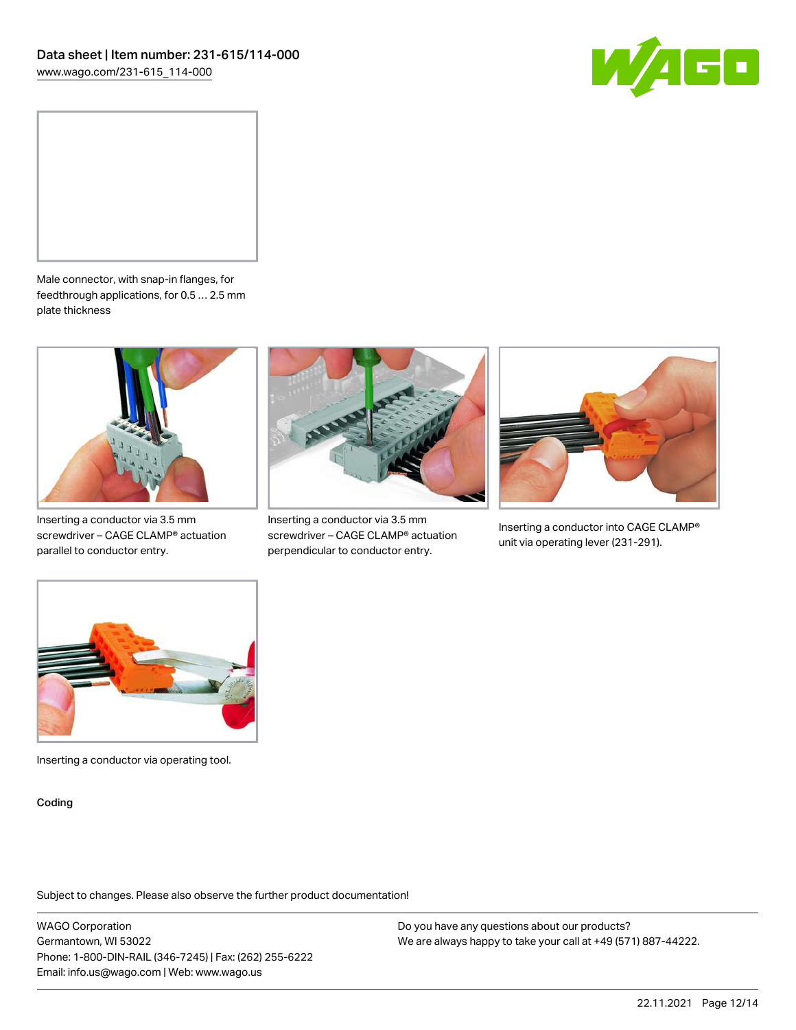Male connector, with snap-in flanges, for feedthrough applications, for 0.5 … 2.5 mm plate thickness

Inserting a conductor via 3.5 mm screwdriver – CAGE CLAMP® actuation parallel to conductor entry.

Inserting a conductor via 3.5 mm screwdriver – CAGE CLAMP® actuation perpendicular to conductor entry.

Inserting a conductor into CAGE CLAMP® unit via operating lever (231-291).

Inserting a conductor via operating tool.

Coding

Subject to changes. Please also observe the further product documentation!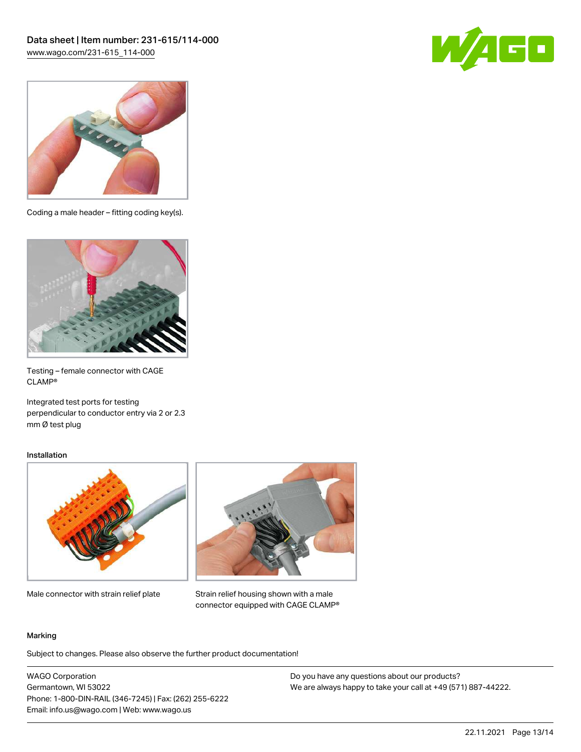Coding a male header – fitting coding key(s).

Testing – female connector with CAGE CLAMP®

Integrated test ports for testing perpendicular to conductor entry via 2 or 2.3 mm Ø test plug

## Installation

Male connector with strain relief plate

Strain relief housing shown with a male connector equipped with CAGE CLAMP®

## Marking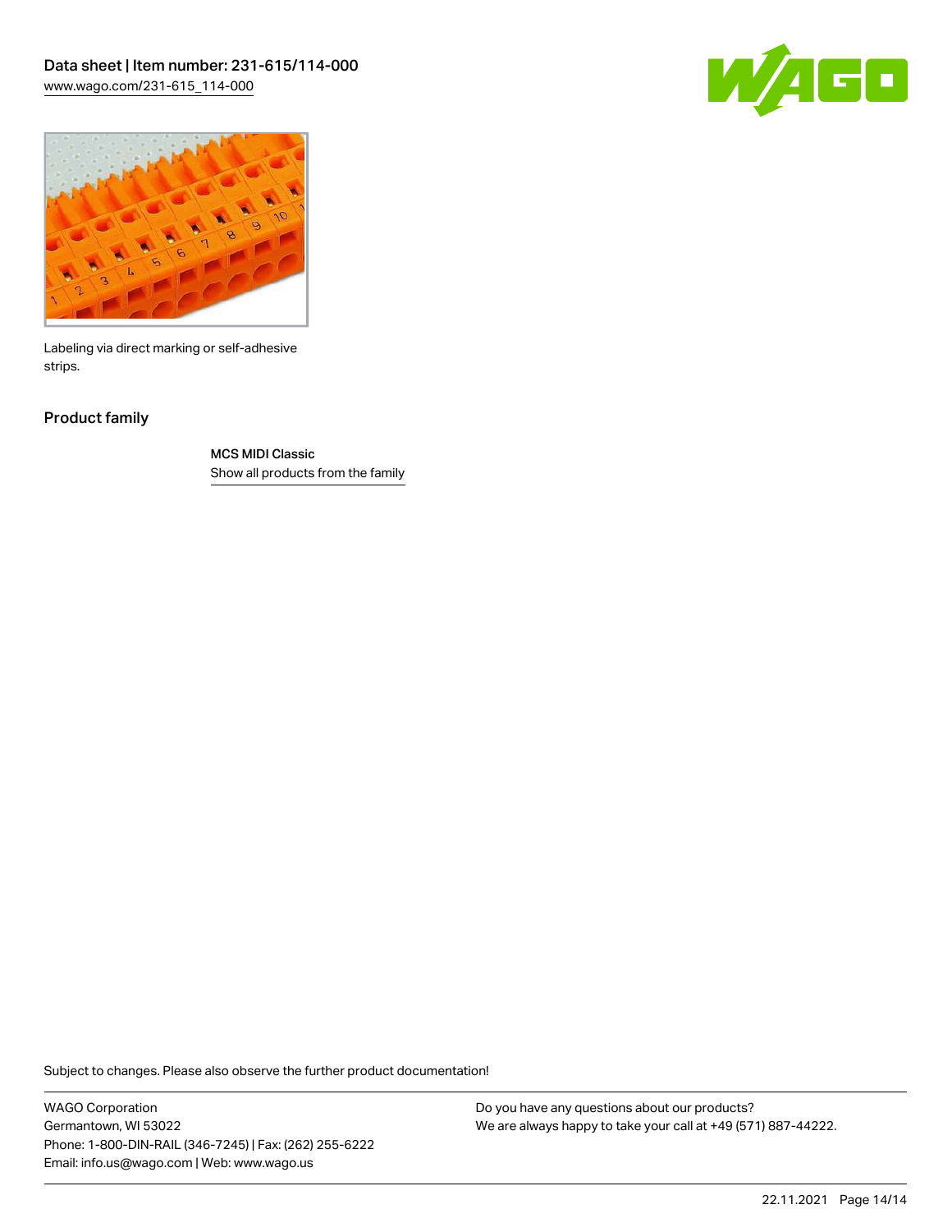Labeling via direct marking or self-adhesive strips.

## Product family

MCS MIDI Classic
Show all products from the family

Subject to changes. Please also observe the further product documentation!

WAGO Corporation
Germantown, WI 53022
Phone: 1-800-DIN-RAIL (346-7245) | Fax: (262) 255-6222
Email: info.us@wago.com | Web: www.wago.us

Do you have any questions about our products?
We are always happy to take your call at +49 (571) 887-44222.